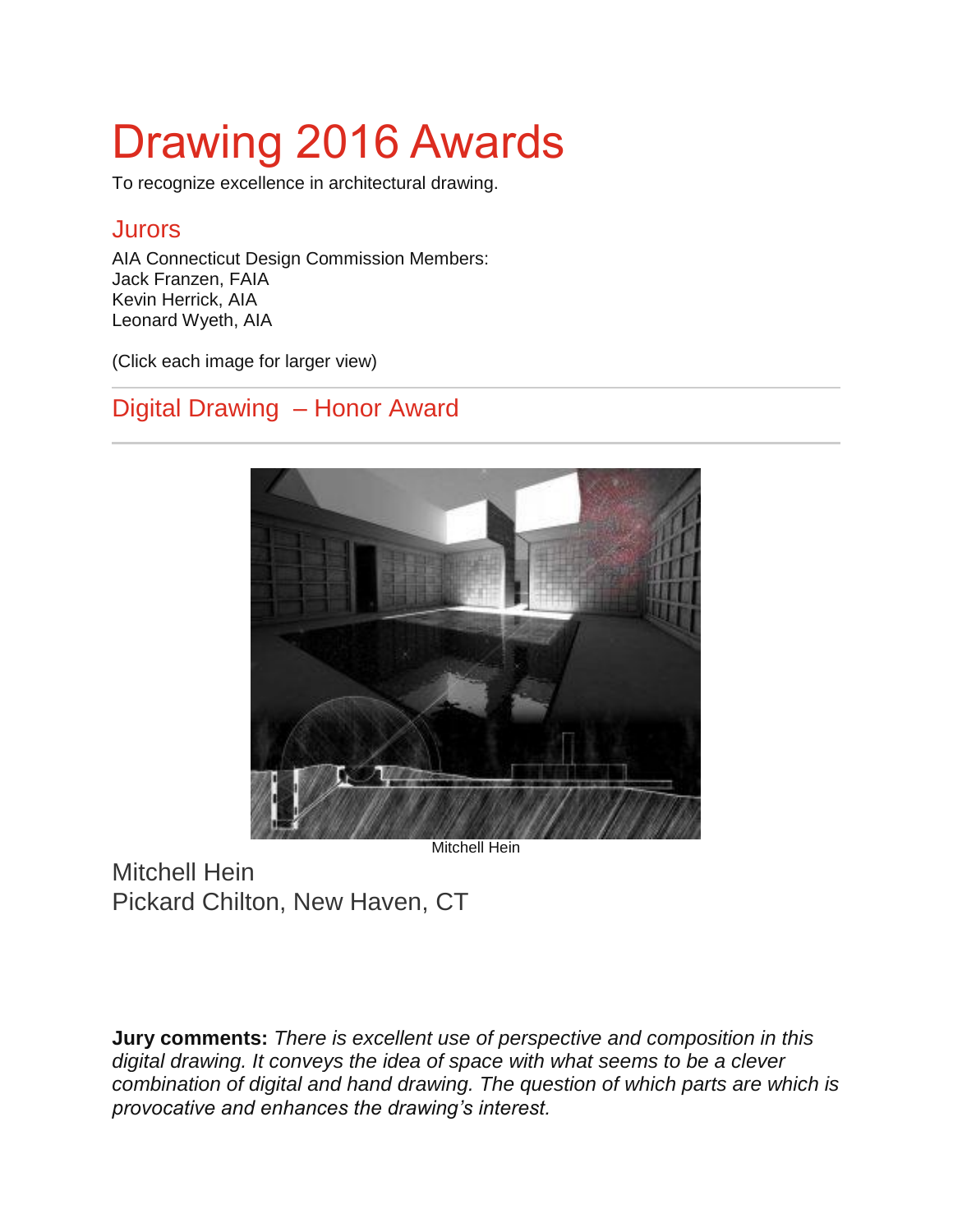# Drawing 2016 Awards

To recognize excellence in architectural drawing.

## Jurors

AIA Connecticut Design Commission Members:
Jack Franzen, FAIA
Kevin Herrick, AIA
Leonard Wyeth, AIA

(Click each image for larger view)

## Digital Drawing – Honor Award

Mitchell Hein

Mitchell Hein
Pickard Chilton, New Haven, CT

**Jury comments:** *There is excellent use of perspective and composition in this digital drawing. It conveys the idea of space with what seems to be a clever combination of digital and hand drawing. The question of which parts are which is provocative and enhances the drawing's interest.*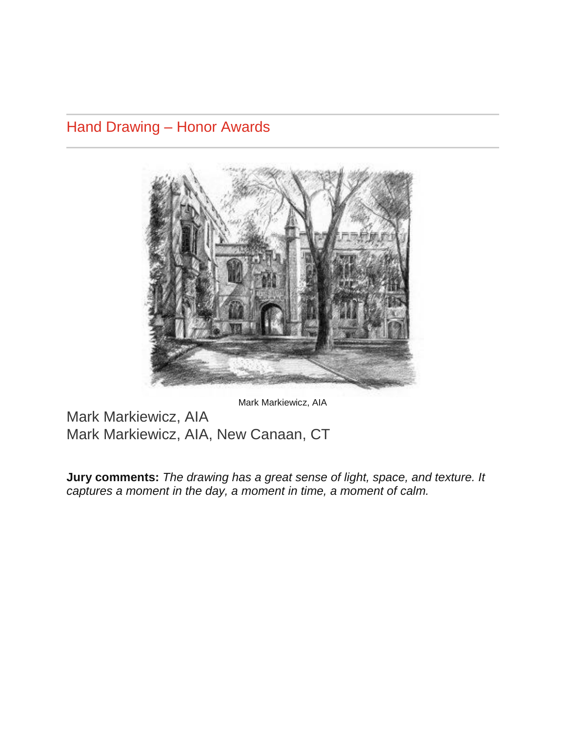## Hand Drawing – Honor Awards

Mark Markiewicz, AIA

Mark Markiewicz, AIA
Mark Markiewicz, AIA, New Canaan, CT

**Jury comments:** *The drawing has a great sense of light, space, and texture. It captures a moment in the day, a moment in time, a moment of calm.*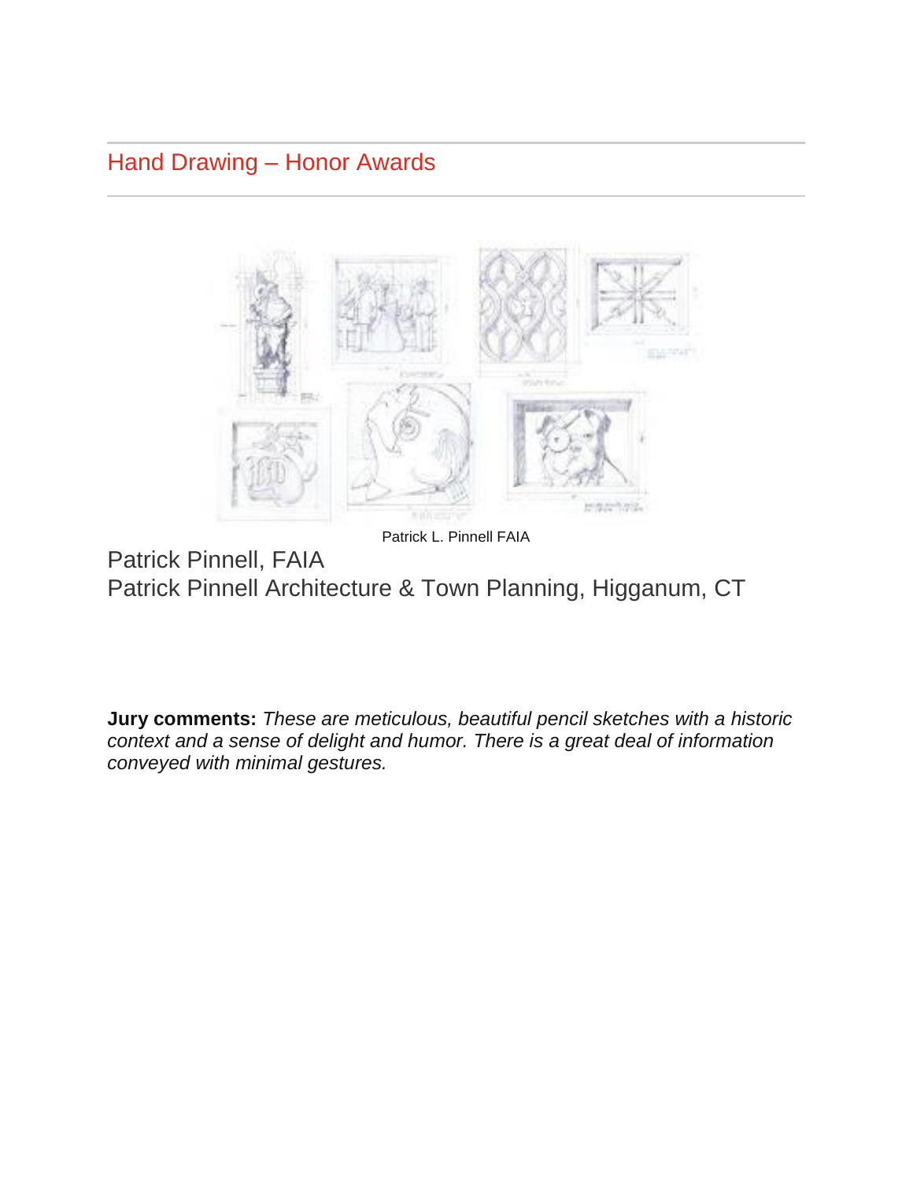## Hand Drawing – Honor Awards

Patrick L. Pinnell FAIA

Patrick Pinnell, FAIA
Patrick Pinnell Architecture & Town Planning, Higganum, CT

**Jury comments:** *These are meticulous, beautiful pencil sketches with a historic context and a sense of delight and humor. There is a great deal of information conveyed with minimal gestures.*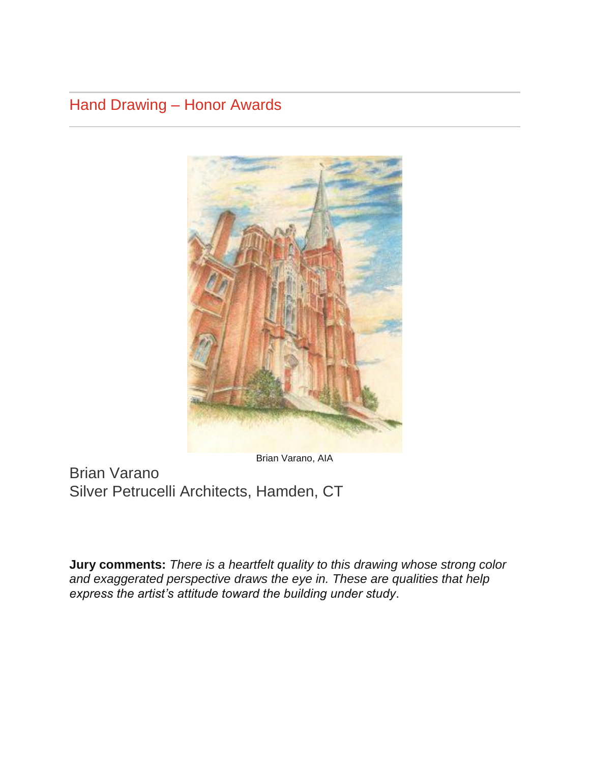## Hand Drawing – Honor Awards

Brian Varano, AIA

Brian Varano
Silver Petrucelli Architects, Hamden, CT

**Jury comments:** *There is a heartfelt quality to this drawing whose strong color and exaggerated perspective draws the eye in. These are qualities that help express the artist's attitude toward the building under study*.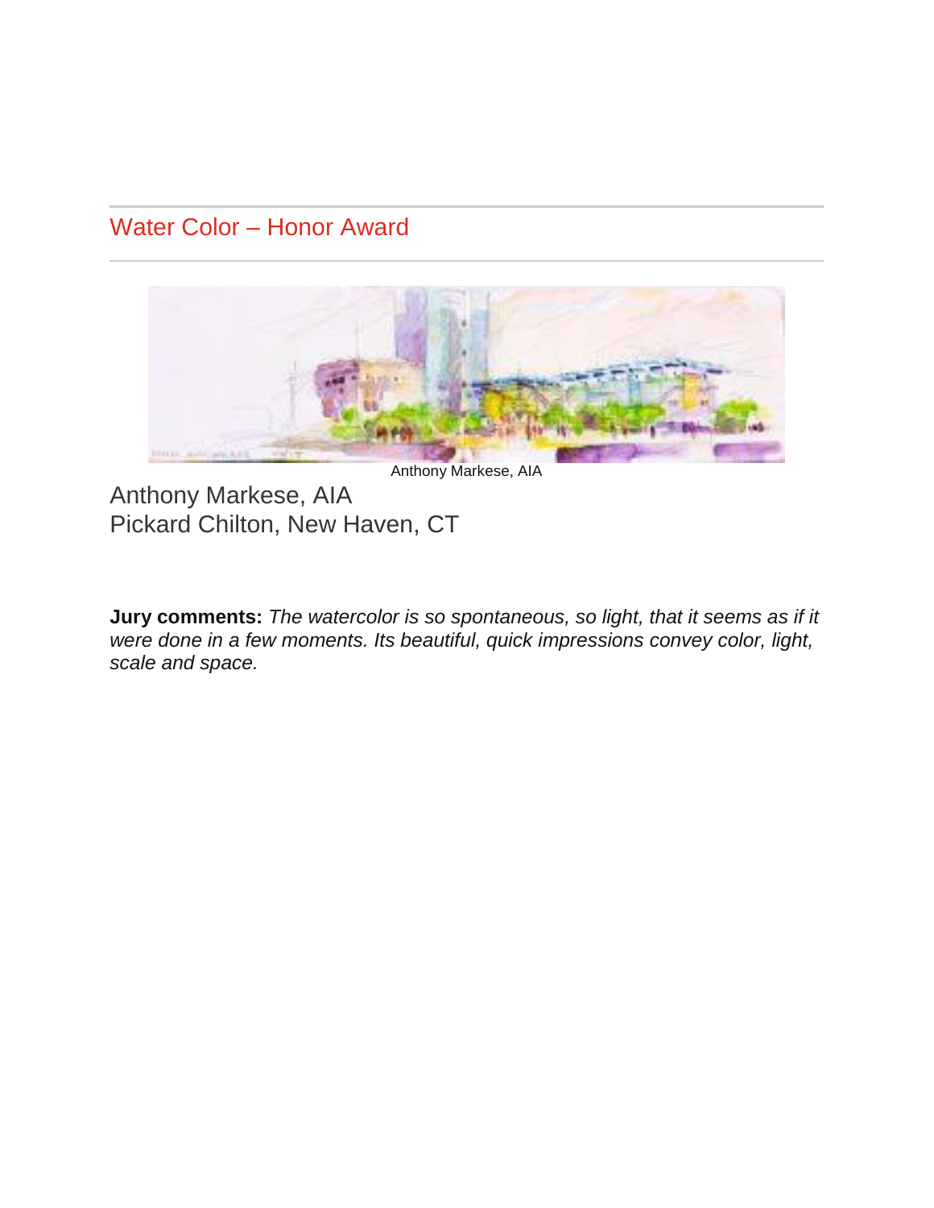## Water Color – Honor Award

Anthony Markese, AIA

Anthony Markese, AIA
Pickard Chilton, New Haven, CT

**Jury comments:** *The watercolor is so spontaneous, so light, that it seems as if it were done in a few moments. Its beautiful, quick impressions convey color, light, scale and space.*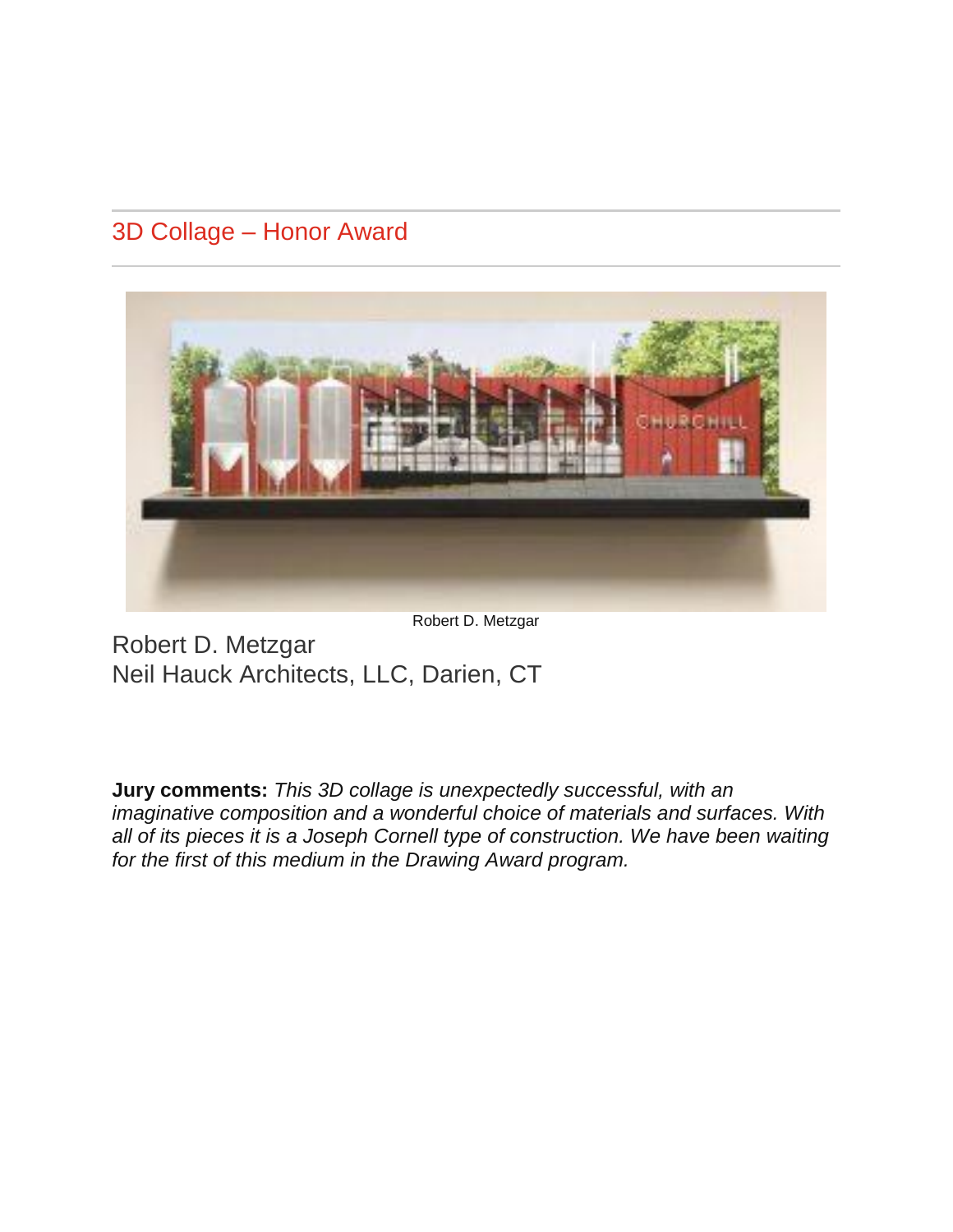## 3D Collage – Honor Award

Robert D. Metzgar

Robert D. Metzgar
Neil Hauck Architects, LLC, Darien, CT

**Jury comments:** *This 3D collage is unexpectedly successful, with an imaginative composition and a wonderful choice of materials and surfaces. With all of its pieces it is a Joseph Cornell type of construction. We have been waiting for the first of this medium in the Drawing Award program.*